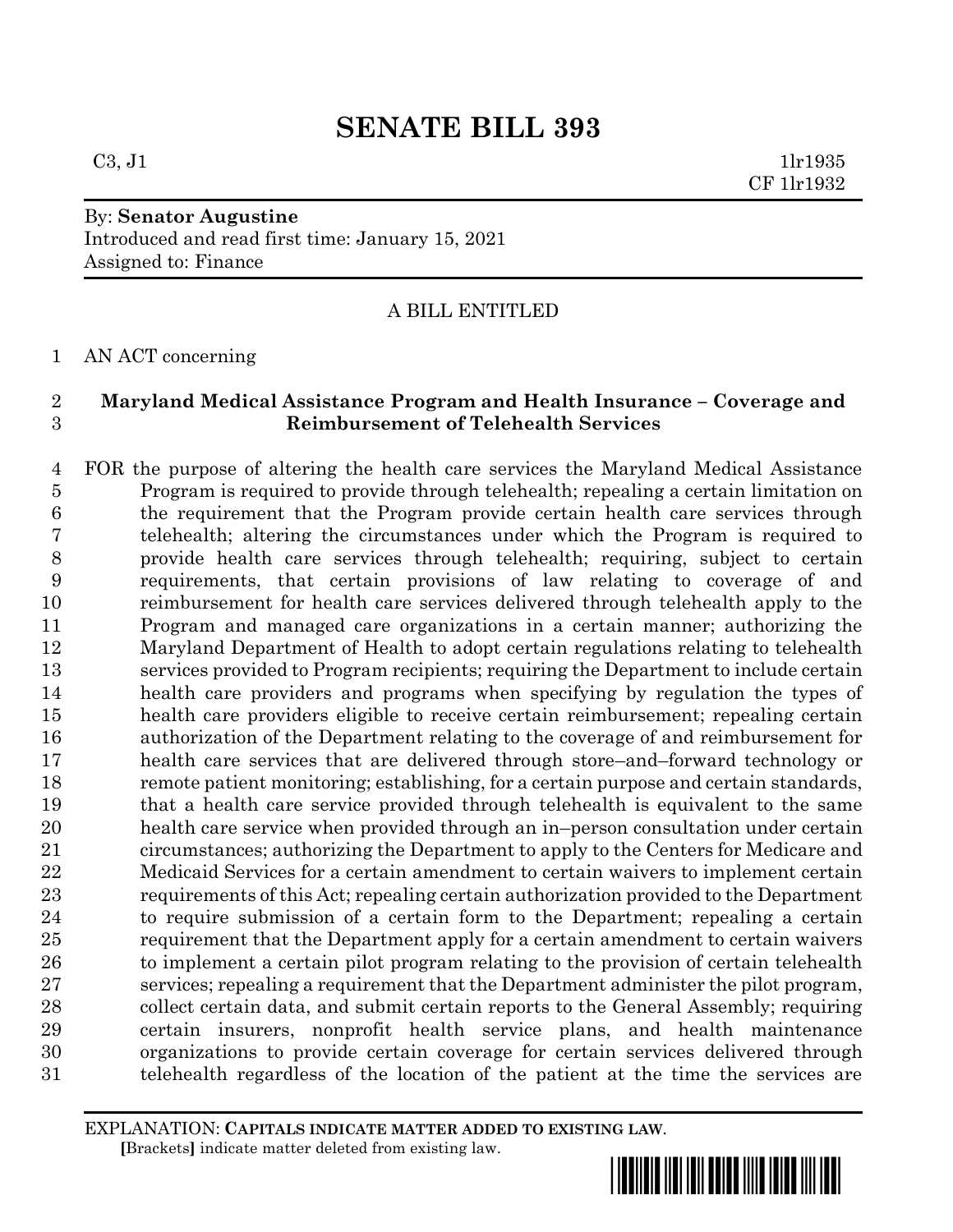# SENATE BILL 393

C3, J1 1lr1935
CF 1lr1932

By: **Senator Augustine**
Introduced and read first time: January 15, 2021
Assigned to: Finance

A BILL ENTITLED

AN ACT concerning

**Maryland Medical Assistance Program and Health Insurance – Coverage and Reimbursement of Telehealth Services**

FOR the purpose of altering the health care services the Maryland Medical Assistance Program is required to provide through telehealth; repealing a certain limitation on the requirement that the Program provide certain health care services through telehealth; altering the circumstances under which the Program is required to provide health care services through telehealth; requiring, subject to certain requirements, that certain provisions of law relating to coverage of and reimbursement for health care services delivered through telehealth apply to the Program and managed care organizations in a certain manner; authorizing the Maryland Department of Health to adopt certain regulations relating to telehealth services provided to Program recipients; requiring the Department to include certain health care providers and programs when specifying by regulation the types of health care providers eligible to receive certain reimbursement; repealing certain authorization of the Department relating to the coverage of and reimbursement for health care services that are delivered through store–and–forward technology or remote patient monitoring; establishing, for a certain purpose and certain standards, that a health care service provided through telehealth is equivalent to the same health care service when provided through an in–person consultation under certain circumstances; authorizing the Department to apply to the Centers for Medicare and Medicaid Services for a certain amendment to certain waivers to implement certain requirements of this Act; repealing certain authorization provided to the Department to require submission of a certain form to the Department; repealing a certain requirement that the Department apply for a certain amendment to certain waivers to implement a certain pilot program relating to the provision of certain telehealth services; repealing a requirement that the Department administer the pilot program, collect certain data, and submit certain reports to the General Assembly; requiring certain insurers, nonprofit health service plans, and health maintenance organizations to provide certain coverage for certain services delivered through telehealth regardless of the location of the patient at the time the services are

EXPLANATION: **CAPITALS INDICATE MATTER ADDED TO EXISTING LAW**.
[Brackets] indicate matter deleted from existing law.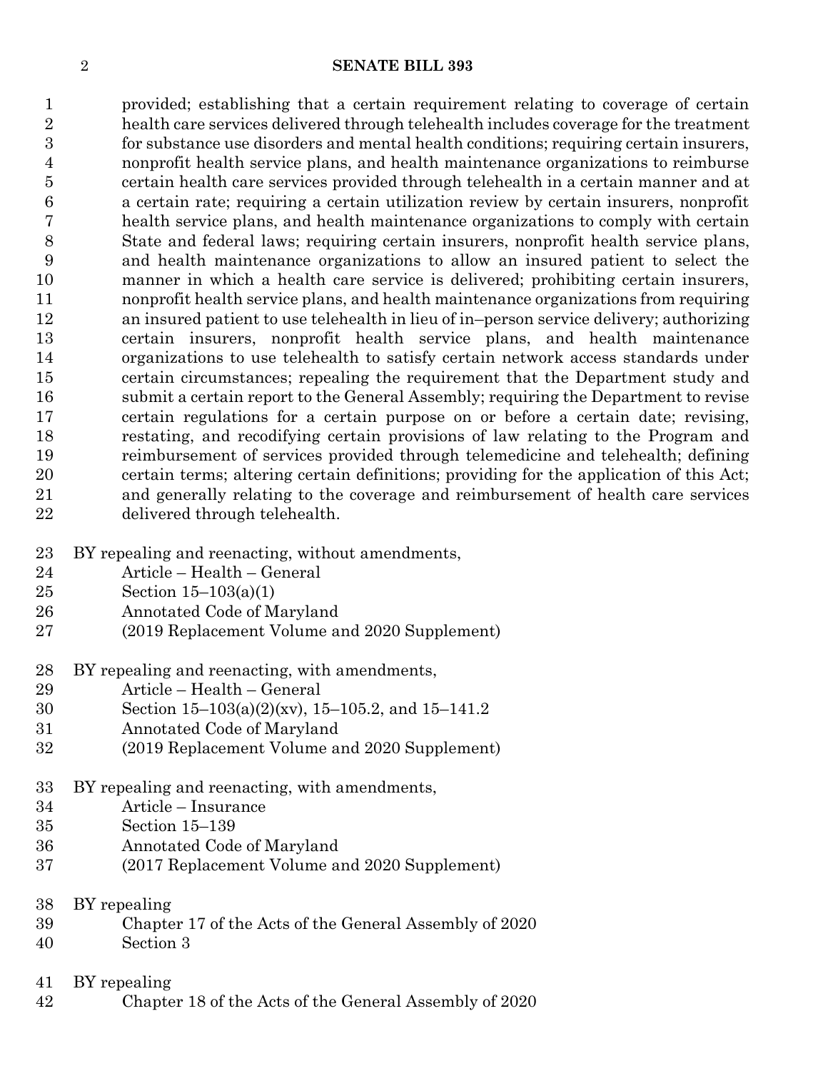provided; establishing that a certain requirement relating to coverage of certain health care services delivered through telehealth includes coverage for the treatment for substance use disorders and mental health conditions; requiring certain insurers, nonprofit health service plans, and health maintenance organizations to reimburse certain health care services provided through telehealth in a certain manner and at a certain rate; requiring a certain utilization review by certain insurers, nonprofit health service plans, and health maintenance organizations to comply with certain State and federal laws; requiring certain insurers, nonprofit health service plans, and health maintenance organizations to allow an insured patient to select the manner in which a health care service is delivered; prohibiting certain insurers, nonprofit health service plans, and health maintenance organizations from requiring an insured patient to use telehealth in lieu of in–person service delivery; authorizing certain insurers, nonprofit health service plans, and health maintenance organizations to use telehealth to satisfy certain network access standards under certain circumstances; repealing the requirement that the Department study and submit a certain report to the General Assembly; requiring the Department to revise certain regulations for a certain purpose on or before a certain date; revising, restating, and recodifying certain provisions of law relating to the Program and reimbursement of services provided through telemedicine and telehealth; defining certain terms; altering certain definitions; providing for the application of this Act; and generally relating to the coverage and reimbursement of health care services delivered through telehealth.

BY repealing and reenacting, without amendments,
Article – Health – General
Section 15–103(a)(1)
Annotated Code of Maryland
(2019 Replacement Volume and 2020 Supplement)

BY repealing and reenacting, with amendments,
Article – Health – General
Section 15–103(a)(2)(xv), 15–105.2, and 15–141.2
Annotated Code of Maryland
(2019 Replacement Volume and 2020 Supplement)

BY repealing and reenacting, with amendments,
Article – Insurance
Section 15–139
Annotated Code of Maryland
(2017 Replacement Volume and 2020 Supplement)

BY repealing
Chapter 17 of the Acts of the General Assembly of 2020
Section 3

BY repealing
Chapter 18 of the Acts of the General Assembly of 2020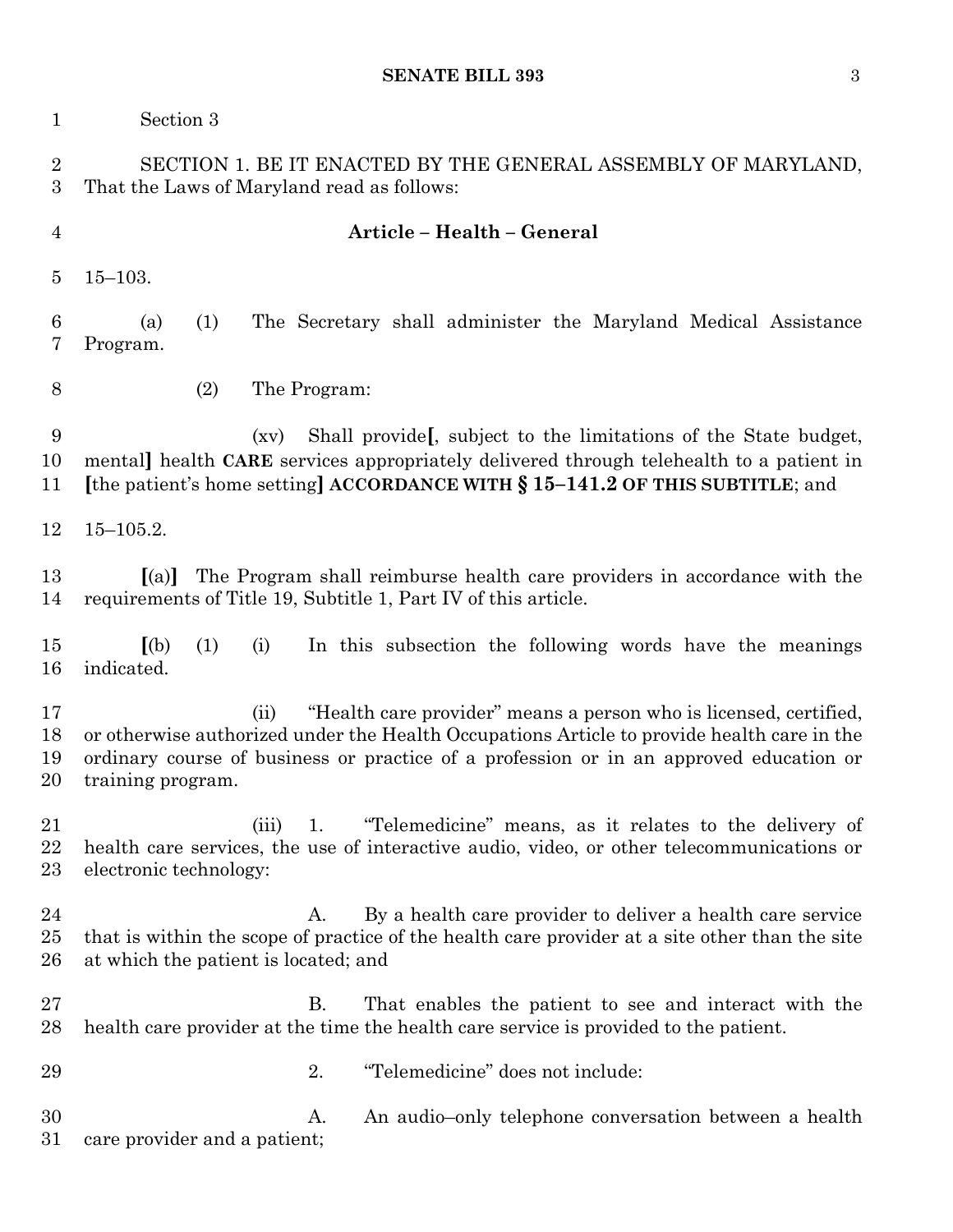Section 3

SECTION 1. BE IT ENACTED BY THE GENERAL ASSEMBLY OF MARYLAND, That the Laws of Maryland read as follows:

**Article – Health – General**

15–103.

(a) (1) The Secretary shall administer the Maryland Medical Assistance Program.

(2) The Program:

(xv) Shall provide[, subject to the limitations of the State budget, mental] health **CARE** services appropriately delivered through telehealth to a patient in [the patient's home setting] **ACCORDANCE WITH § 15–141.2 OF THIS SUBTITLE**; and

15–105.2.

[(a)] The Program shall reimburse health care providers in accordance with the requirements of Title 19, Subtitle 1, Part IV of this article.

[(b) (1) (i) In this subsection the following words have the meanings indicated.

(ii) "Health care provider" means a person who is licensed, certified, or otherwise authorized under the Health Occupations Article to provide health care in the ordinary course of business or practice of a profession or in an approved education or training program.

(iii) 1. "Telemedicine" means, as it relates to the delivery of health care services, the use of interactive audio, video, or other telecommunications or electronic technology:

A. By a health care provider to deliver a health care service that is within the scope of practice of the health care provider at a site other than the site at which the patient is located; and

B. That enables the patient to see and interact with the health care provider at the time the health care service is provided to the patient.

2. "Telemedicine" does not include:

A. An audio–only telephone conversation between a health care provider and a patient;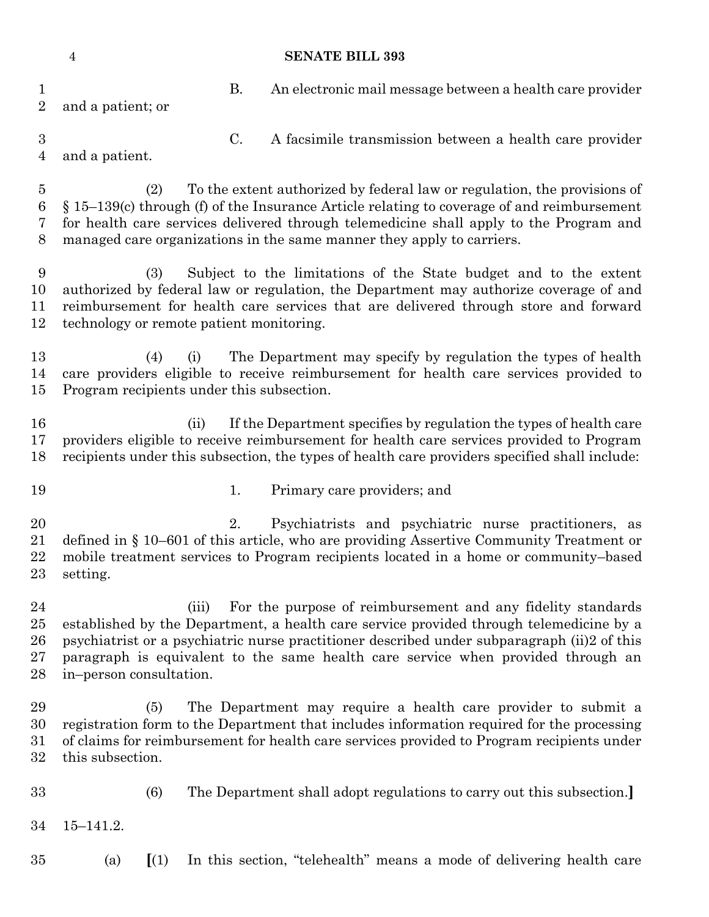B. An electronic mail message between a health care provider and a patient; or

C. A facsimile transmission between a health care provider and a patient.

(2) To the extent authorized by federal law or regulation, the provisions of § 15–139(c) through (f) of the Insurance Article relating to coverage of and reimbursement for health care services delivered through telemedicine shall apply to the Program and managed care organizations in the same manner they apply to carriers.

(3) Subject to the limitations of the State budget and to the extent authorized by federal law or regulation, the Department may authorize coverage of and reimbursement for health care services that are delivered through store and forward technology or remote patient monitoring.

(4) (i) The Department may specify by regulation the types of health care providers eligible to receive reimbursement for health care services provided to Program recipients under this subsection.

(ii) If the Department specifies by regulation the types of health care providers eligible to receive reimbursement for health care services provided to Program recipients under this subsection, the types of health care providers specified shall include:

1. Primary care providers; and

2. Psychiatrists and psychiatric nurse practitioners, as defined in § 10–601 of this article, who are providing Assertive Community Treatment or mobile treatment services to Program recipients located in a home or community–based setting.

(iii) For the purpose of reimbursement and any fidelity standards established by the Department, a health care service provided through telemedicine by a psychiatrist or a psychiatric nurse practitioner described under subparagraph (ii)2 of this paragraph is equivalent to the same health care service when provided through an in–person consultation.

(5) The Department may require a health care provider to submit a registration form to the Department that includes information required for the processing of claims for reimbursement for health care services provided to Program recipients under this subsection.

(6) The Department shall adopt regulations to carry out this subsection.**]**

15–141.2.

(a) **[**(1) In this section, "telehealth" means a mode of delivering health care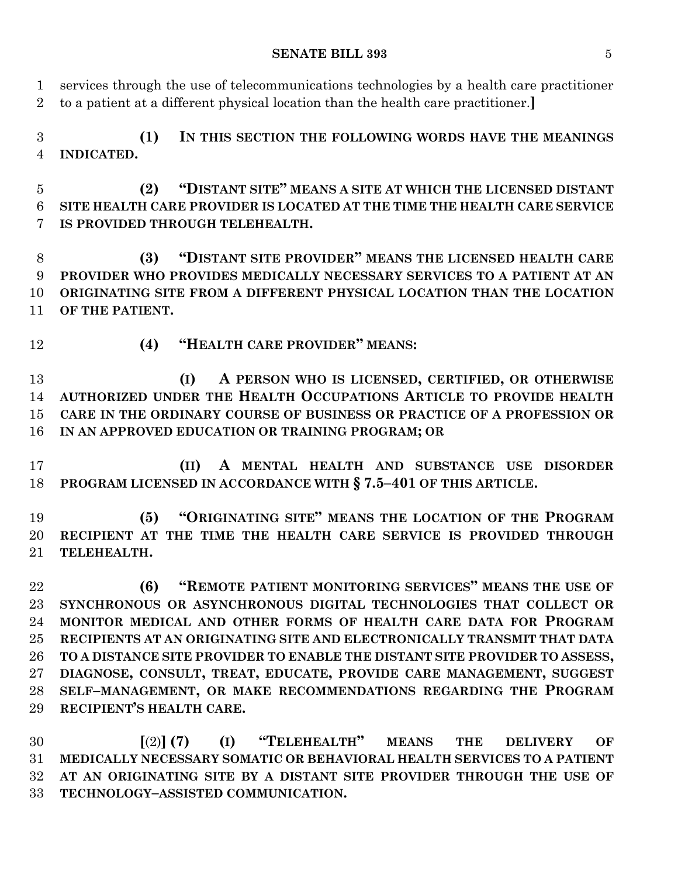services through the use of telecommunications technologies by a health care practitioner to a patient at a different physical location than the health care practitioner.]

**(1) IN THIS SECTION THE FOLLOWING WORDS HAVE THE MEANINGS INDICATED.**

**(2) "DISTANT SITE" MEANS A SITE AT WHICH THE LICENSED DISTANT SITE HEALTH CARE PROVIDER IS LOCATED AT THE TIME THE HEALTH CARE SERVICE IS PROVIDED THROUGH TELEHEALTH.**

**(3) "DISTANT SITE PROVIDER" MEANS THE LICENSED HEALTH CARE PROVIDER WHO PROVIDES MEDICALLY NECESSARY SERVICES TO A PATIENT AT AN ORIGINATING SITE FROM A DIFFERENT PHYSICAL LOCATION THAN THE LOCATION OF THE PATIENT.**

**(4) "HEALTH CARE PROVIDER" MEANS:**

**(I) A PERSON WHO IS LICENSED, CERTIFIED, OR OTHERWISE AUTHORIZED UNDER THE HEALTH OCCUPATIONS ARTICLE TO PROVIDE HEALTH CARE IN THE ORDINARY COURSE OF BUSINESS OR PRACTICE OF A PROFESSION OR IN AN APPROVED EDUCATION OR TRAINING PROGRAM; OR**

**(II) A MENTAL HEALTH AND SUBSTANCE USE DISORDER PROGRAM LICENSED IN ACCORDANCE WITH § 7.5–401 OF THIS ARTICLE.**

**(5) "ORIGINATING SITE" MEANS THE LOCATION OF THE PROGRAM RECIPIENT AT THE TIME THE HEALTH CARE SERVICE IS PROVIDED THROUGH TELEHEALTH.**

**(6) "REMOTE PATIENT MONITORING SERVICES" MEANS THE USE OF SYNCHRONOUS OR ASYNCHRONOUS DIGITAL TECHNOLOGIES THAT COLLECT OR MONITOR MEDICAL AND OTHER FORMS OF HEALTH CARE DATA FOR PROGRAM RECIPIENTS AT AN ORIGINATING SITE AND ELECTRONICALLY TRANSMIT THAT DATA TO A DISTANCE SITE PROVIDER TO ENABLE THE DISTANT SITE PROVIDER TO ASSESS, DIAGNOSE, CONSULT, TREAT, EDUCATE, PROVIDE CARE MANAGEMENT, SUGGEST SELF–MANAGEMENT, OR MAKE RECOMMENDATIONS REGARDING THE PROGRAM RECIPIENT'S HEALTH CARE.**

[(2)] **(7) (I) "TELEHEALTH" MEANS THE DELIVERY OF MEDICALLY NECESSARY SOMATIC OR BEHAVIORAL HEALTH SERVICES TO A PATIENT AT AN ORIGINATING SITE BY A DISTANT SITE PROVIDER THROUGH THE USE OF TECHNOLOGY–ASSISTED COMMUNICATION.**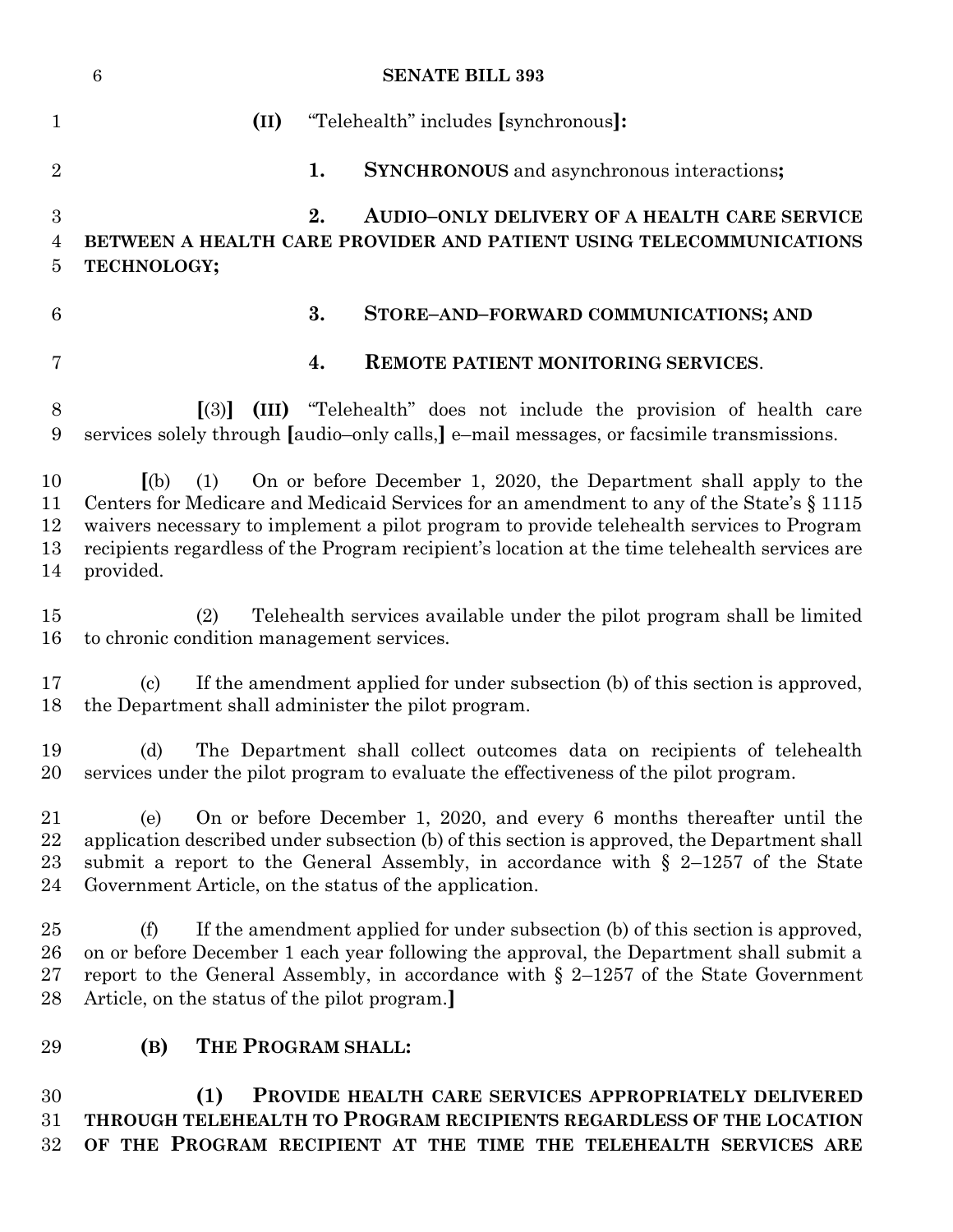(II) "Telehealth" includes [synchronous]:

1. **SYNCHRONOUS** and asynchronous interactions**;**

2. **AUDIO–ONLY DELIVERY OF A HEALTH CARE SERVICE BETWEEN A HEALTH CARE PROVIDER AND PATIENT USING TELECOMMUNICATIONS TECHNOLOGY;**

3. **STORE–AND–FORWARD COMMUNICATIONS; AND**

4. **REMOTE PATIENT MONITORING SERVICES**.

[(3)] **(III)** "Telehealth" does not include the provision of health care services solely through [audio–only calls,] e–mail messages, or facsimile transmissions.

[(b) (1) On or before December 1, 2020, the Department shall apply to the Centers for Medicare and Medicaid Services for an amendment to any of the State's § 1115 waivers necessary to implement a pilot program to provide telehealth services to Program recipients regardless of the Program recipient's location at the time telehealth services are provided.

(2) Telehealth services available under the pilot program shall be limited to chronic condition management services.

(c) If the amendment applied for under subsection (b) of this section is approved, the Department shall administer the pilot program.

(d) The Department shall collect outcomes data on recipients of telehealth services under the pilot program to evaluate the effectiveness of the pilot program.

(e) On or before December 1, 2020, and every 6 months thereafter until the application described under subsection (b) of this section is approved, the Department shall submit a report to the General Assembly, in accordance with § 2–1257 of the State Government Article, on the status of the application.

(f) If the amendment applied for under subsection (b) of this section is approved, on or before December 1 each year following the approval, the Department shall submit a report to the General Assembly, in accordance with § 2–1257 of the State Government Article, on the status of the pilot program.]

**(B) THE PROGRAM SHALL:**

**(1) PROVIDE HEALTH CARE SERVICES APPROPRIATELY DELIVERED THROUGH TELEHEALTH TO PROGRAM RECIPIENTS REGARDLESS OF THE LOCATION OF THE PROGRAM RECIPIENT AT THE TIME THE TELEHEALTH SERVICES ARE**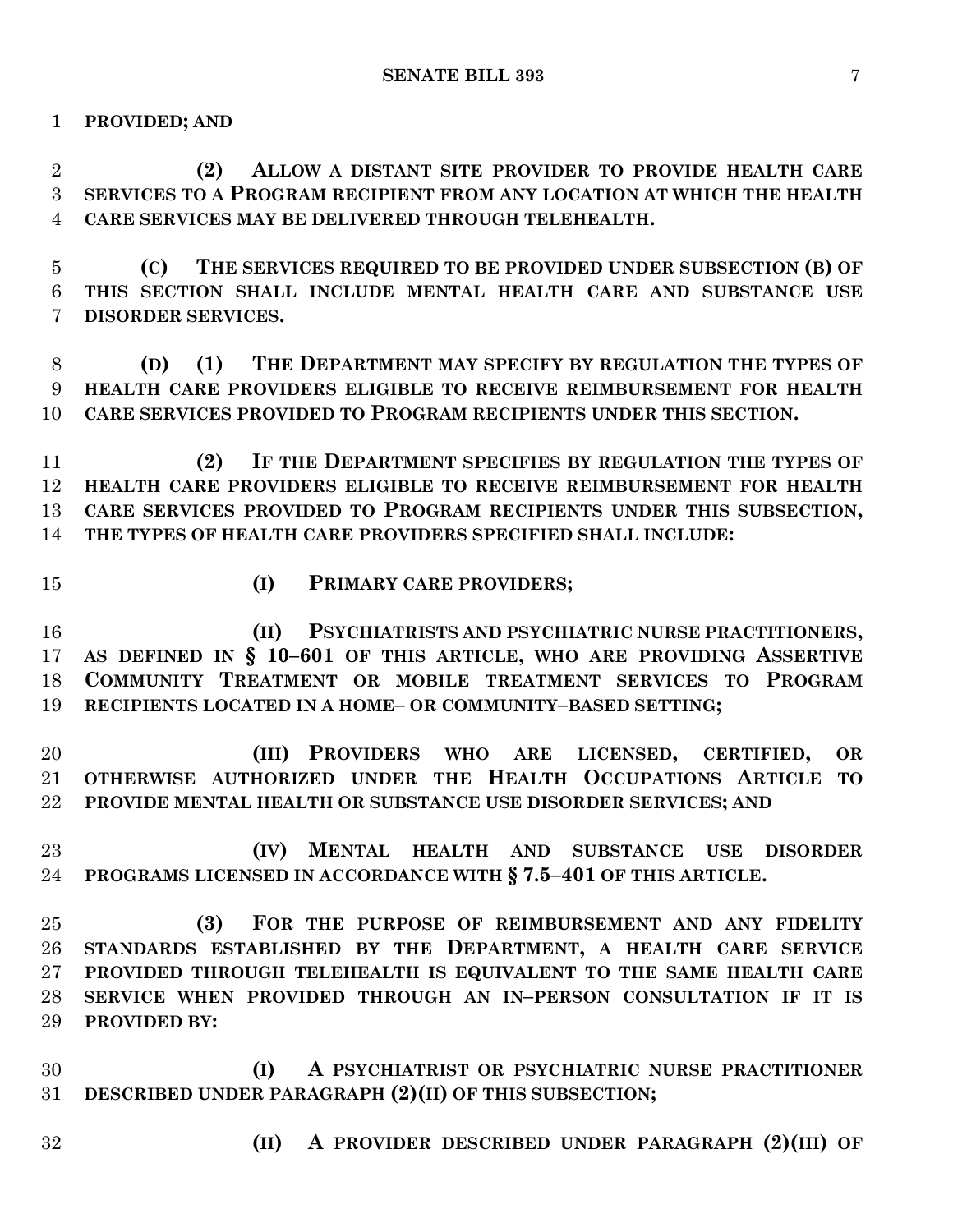**PROVIDED; AND**

**(2) ALLOW A DISTANT SITE PROVIDER TO PROVIDE HEALTH CARE SERVICES TO A PROGRAM RECIPIENT FROM ANY LOCATION AT WHICH THE HEALTH CARE SERVICES MAY BE DELIVERED THROUGH TELEHEALTH.**

**(C) THE SERVICES REQUIRED TO BE PROVIDED UNDER SUBSECTION (B) OF THIS SECTION SHALL INCLUDE MENTAL HEALTH CARE AND SUBSTANCE USE DISORDER SERVICES.**

**(D) (1) THE DEPARTMENT MAY SPECIFY BY REGULATION THE TYPES OF HEALTH CARE PROVIDERS ELIGIBLE TO RECEIVE REIMBURSEMENT FOR HEALTH CARE SERVICES PROVIDED TO PROGRAM RECIPIENTS UNDER THIS SECTION.**

**(2) IF THE DEPARTMENT SPECIFIES BY REGULATION THE TYPES OF HEALTH CARE PROVIDERS ELIGIBLE TO RECEIVE REIMBURSEMENT FOR HEALTH CARE SERVICES PROVIDED TO PROGRAM RECIPIENTS UNDER THIS SUBSECTION, THE TYPES OF HEALTH CARE PROVIDERS SPECIFIED SHALL INCLUDE:**

**(I) PRIMARY CARE PROVIDERS;**

**(II) PSYCHIATRISTS AND PSYCHIATRIC NURSE PRACTITIONERS, AS DEFINED IN § 10–601 OF THIS ARTICLE, WHO ARE PROVIDING ASSERTIVE COMMUNITY TREATMENT OR MOBILE TREATMENT SERVICES TO PROGRAM RECIPIENTS LOCATED IN A HOME– OR COMMUNITY–BASED SETTING;**

**(III) PROVIDERS WHO ARE LICENSED, CERTIFIED, OR OTHERWISE AUTHORIZED UNDER THE HEALTH OCCUPATIONS ARTICLE TO PROVIDE MENTAL HEALTH OR SUBSTANCE USE DISORDER SERVICES; AND**

**(IV) MENTAL HEALTH AND SUBSTANCE USE DISORDER PROGRAMS LICENSED IN ACCORDANCE WITH § 7.5–401 OF THIS ARTICLE.**

**(3) FOR THE PURPOSE OF REIMBURSEMENT AND ANY FIDELITY STANDARDS ESTABLISHED BY THE DEPARTMENT, A HEALTH CARE SERVICE PROVIDED THROUGH TELEHEALTH IS EQUIVALENT TO THE SAME HEALTH CARE SERVICE WHEN PROVIDED THROUGH AN IN–PERSON CONSULTATION IF IT IS PROVIDED BY:**

**(I) A PSYCHIATRIST OR PSYCHIATRIC NURSE PRACTITIONER DESCRIBED UNDER PARAGRAPH (2)(II) OF THIS SUBSECTION;**

**(II) A PROVIDER DESCRIBED UNDER PARAGRAPH (2)(III) OF**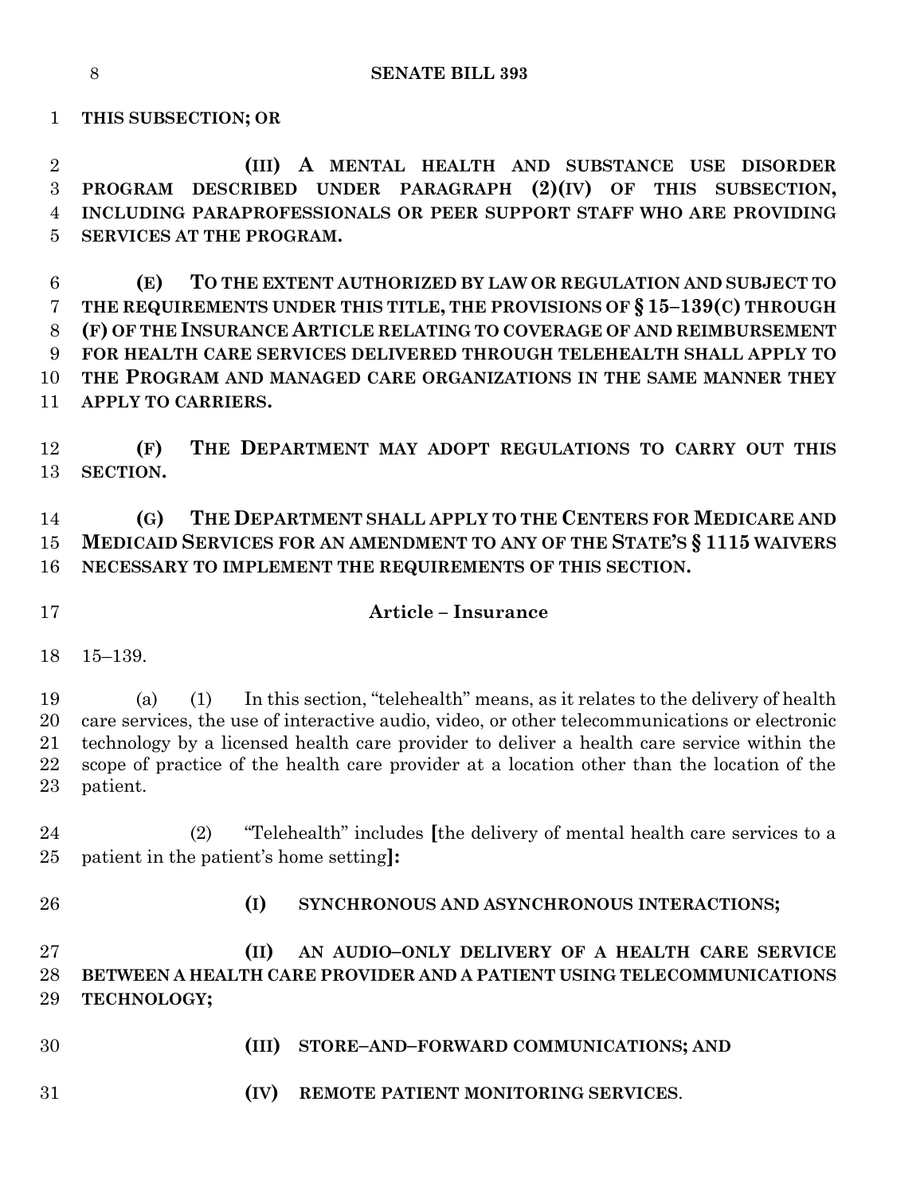**THIS SUBSECTION; OR**

**(III) A MENTAL HEALTH AND SUBSTANCE USE DISORDER PROGRAM DESCRIBED UNDER PARAGRAPH (2)(IV) OF THIS SUBSECTION, INCLUDING PARAPROFESSIONALS OR PEER SUPPORT STAFF WHO ARE PROVIDING SERVICES AT THE PROGRAM.**

**(E) TO THE EXTENT AUTHORIZED BY LAW OR REGULATION AND SUBJECT TO THE REQUIREMENTS UNDER THIS TITLE, THE PROVISIONS OF § 15–139(C) THROUGH (F) OF THE INSURANCE ARTICLE RELATING TO COVERAGE OF AND REIMBURSEMENT FOR HEALTH CARE SERVICES DELIVERED THROUGH TELEHEALTH SHALL APPLY TO THE PROGRAM AND MANAGED CARE ORGANIZATIONS IN THE SAME MANNER THEY APPLY TO CARRIERS.**

**(F) THE DEPARTMENT MAY ADOPT REGULATIONS TO CARRY OUT THIS SECTION.**

**(G) THE DEPARTMENT SHALL APPLY TO THE CENTERS FOR MEDICARE AND MEDICAID SERVICES FOR AN AMENDMENT TO ANY OF THE STATE'S § 1115 WAIVERS NECESSARY TO IMPLEMENT THE REQUIREMENTS OF THIS SECTION.**

**Article – Insurance**

15–139.

(a) (1) In this section, "telehealth" means, as it relates to the delivery of health care services, the use of interactive audio, video, or other telecommunications or electronic technology by a licensed health care provider to deliver a health care service within the scope of practice of the health care provider at a location other than the location of the patient.

(2) "Telehealth" includes **[**the delivery of mental health care services to a patient in the patient's home setting**]:**

**(I) SYNCHRONOUS AND ASYNCHRONOUS INTERACTIONS;**

**(II) AN AUDIO–ONLY DELIVERY OF A HEALTH CARE SERVICE BETWEEN A HEALTH CARE PROVIDER AND A PATIENT USING TELECOMMUNICATIONS TECHNOLOGY;**

**(III) STORE–AND–FORWARD COMMUNICATIONS; AND**

**(IV) REMOTE PATIENT MONITORING SERVICES**.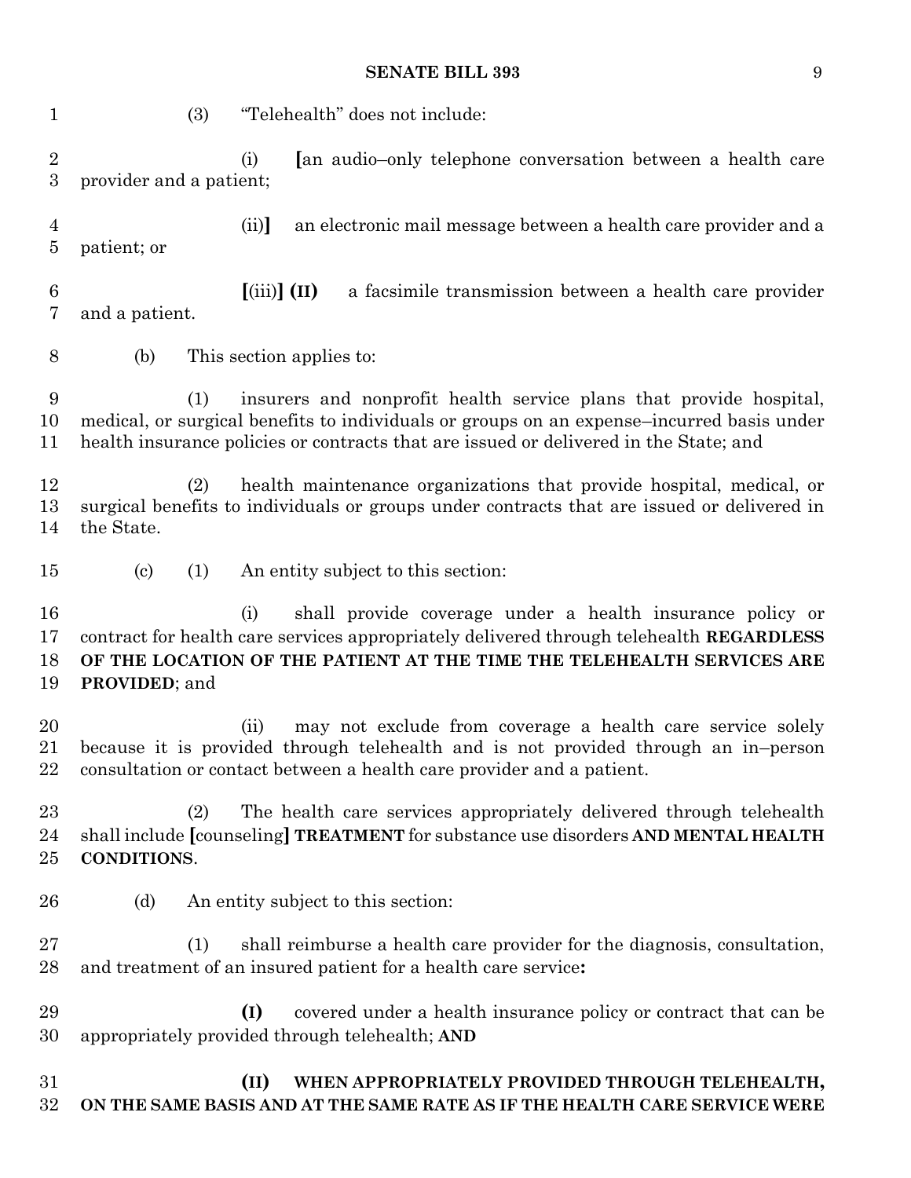(3) "Telehealth" does not include:

(i) [an audio–only telephone conversation between a health care provider and a patient;

(ii)] an electronic mail message between a health care provider and a patient; or

[(iii)] **(II)** a facsimile transmission between a health care provider and a patient.

(b) This section applies to:

(1) insurers and nonprofit health service plans that provide hospital, medical, or surgical benefits to individuals or groups on an expense–incurred basis under health insurance policies or contracts that are issued or delivered in the State; and

(2) health maintenance organizations that provide hospital, medical, or surgical benefits to individuals or groups under contracts that are issued or delivered in the State.

(c) (1) An entity subject to this section:

(i) shall provide coverage under a health insurance policy or contract for health care services appropriately delivered through telehealth **REGARDLESS OF THE LOCATION OF THE PATIENT AT THE TIME THE TELEHEALTH SERVICES ARE PROVIDED**; and

(ii) may not exclude from coverage a health care service solely because it is provided through telehealth and is not provided through an in–person consultation or contact between a health care provider and a patient.

(2) The health care services appropriately delivered through telehealth shall include [counseling] **TREATMENT** for substance use disorders **AND MENTAL HEALTH CONDITIONS**.

(d) An entity subject to this section:

(1) shall reimburse a health care provider for the diagnosis, consultation, and treatment of an insured patient for a health care service**:**

**(I)** covered under a health insurance policy or contract that can be appropriately provided through telehealth; **AND**

**(II) WHEN APPROPRIATELY PROVIDED THROUGH TELEHEALTH, ON THE SAME BASIS AND AT THE SAME RATE AS IF THE HEALTH CARE SERVICE WERE**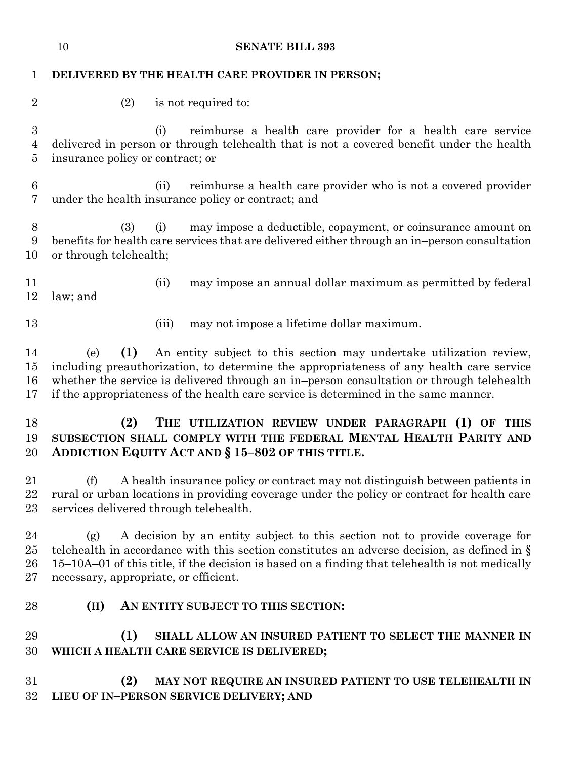**DELIVERED BY THE HEALTH CARE PROVIDER IN PERSON;**

(2) is not required to:

(i) reimburse a health care provider for a health care service delivered in person or through telehealth that is not a covered benefit under the health insurance policy or contract; or

(ii) reimburse a health care provider who is not a covered provider under the health insurance policy or contract; and

(3) (i) may impose a deductible, copayment, or coinsurance amount on benefits for health care services that are delivered either through an in–person consultation or through telehealth;

(ii) may impose an annual dollar maximum as permitted by federal law; and

(iii) may not impose a lifetime dollar maximum.

(e) **(1)** An entity subject to this section may undertake utilization review, including preauthorization, to determine the appropriateness of any health care service whether the service is delivered through an in–person consultation or through telehealth if the appropriateness of the health care service is determined in the same manner.

**(2) THE UTILIZATION REVIEW UNDER PARAGRAPH (1) OF THIS SUBSECTION SHALL COMPLY WITH THE FEDERAL MENTAL HEALTH PARITY AND ADDICTION EQUITY ACT AND § 15–802 OF THIS TITLE.**

(f) A health insurance policy or contract may not distinguish between patients in rural or urban locations in providing coverage under the policy or contract for health care services delivered through telehealth.

(g) A decision by an entity subject to this section not to provide coverage for telehealth in accordance with this section constitutes an adverse decision, as defined in § 15–10A–01 of this title, if the decision is based on a finding that telehealth is not medically necessary, appropriate, or efficient.

**(H) AN ENTITY SUBJECT TO THIS SECTION:**

**(1) SHALL ALLOW AN INSURED PATIENT TO SELECT THE MANNER IN WHICH A HEALTH CARE SERVICE IS DELIVERED;**

**(2) MAY NOT REQUIRE AN INSURED PATIENT TO USE TELEHEALTH IN LIEU OF IN–PERSON SERVICE DELIVERY; AND**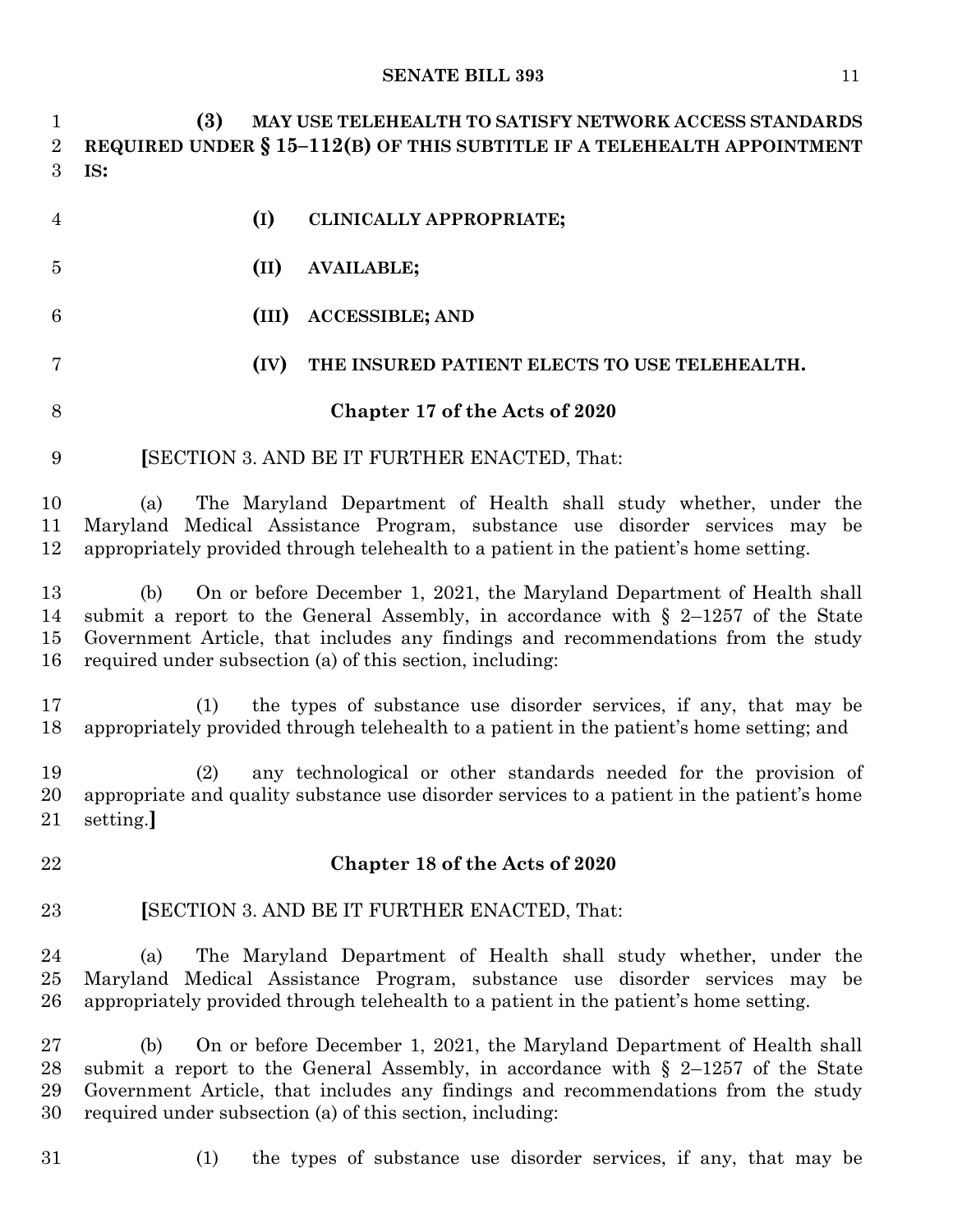**(3) MAY USE TELEHEALTH TO SATISFY NETWORK ACCESS STANDARDS REQUIRED UNDER § 15–112(B) OF THIS SUBTITLE IF A TELEHEALTH APPOINTMENT IS:**

**(I) CLINICALLY APPROPRIATE;**

**(II) AVAILABLE;**

**(III) ACCESSIBLE; AND**

**(IV) THE INSURED PATIENT ELECTS TO USE TELEHEALTH.**

**Chapter 17 of the Acts of 2020**

**[**SECTION 3. AND BE IT FURTHER ENACTED, That:

(a) The Maryland Department of Health shall study whether, under the Maryland Medical Assistance Program, substance use disorder services may be appropriately provided through telehealth to a patient in the patient's home setting.

(b) On or before December 1, 2021, the Maryland Department of Health shall submit a report to the General Assembly, in accordance with § 2–1257 of the State Government Article, that includes any findings and recommendations from the study required under subsection (a) of this section, including:

(1) the types of substance use disorder services, if any, that may be appropriately provided through telehealth to a patient in the patient's home setting; and

(2) any technological or other standards needed for the provision of appropriate and quality substance use disorder services to a patient in the patient's home setting.**]**

**Chapter 18 of the Acts of 2020**

**[**SECTION 3. AND BE IT FURTHER ENACTED, That:

(a) The Maryland Department of Health shall study whether, under the Maryland Medical Assistance Program, substance use disorder services may be appropriately provided through telehealth to a patient in the patient's home setting.

(b) On or before December 1, 2021, the Maryland Department of Health shall submit a report to the General Assembly, in accordance with § 2–1257 of the State Government Article, that includes any findings and recommendations from the study required under subsection (a) of this section, including:

(1) the types of substance use disorder services, if any, that may be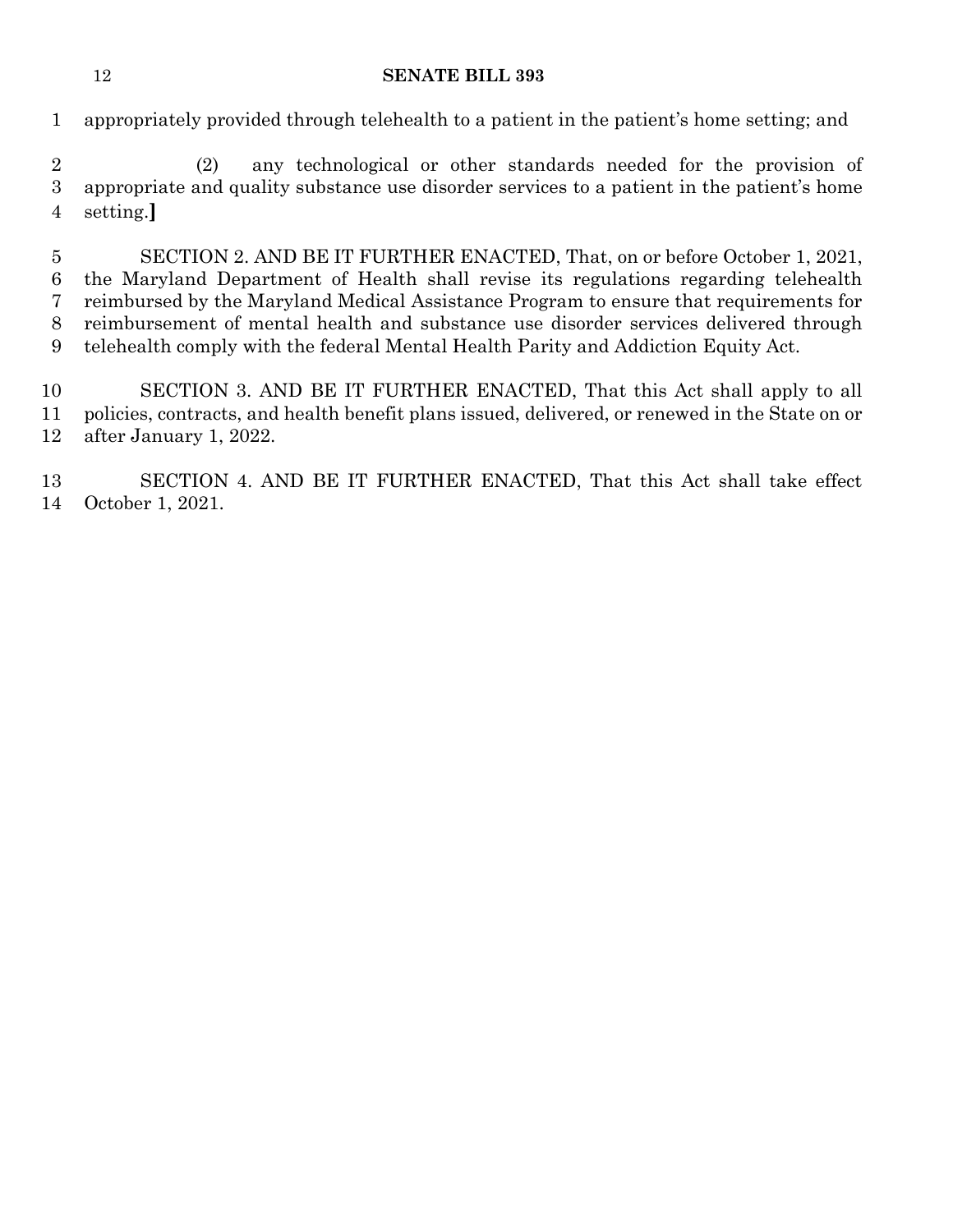appropriately provided through telehealth to a patient in the patient's home setting; and

(2) any technological or other standards needed for the provision of appropriate and quality substance use disorder services to a patient in the patient's home setting.**]**

SECTION 2. AND BE IT FURTHER ENACTED, That, on or before October 1, 2021, the Maryland Department of Health shall revise its regulations regarding telehealth reimbursed by the Maryland Medical Assistance Program to ensure that requirements for reimbursement of mental health and substance use disorder services delivered through telehealth comply with the federal Mental Health Parity and Addiction Equity Act.

SECTION 3. AND BE IT FURTHER ENACTED, That this Act shall apply to all policies, contracts, and health benefit plans issued, delivered, or renewed in the State on or after January 1, 2022.

SECTION 4. AND BE IT FURTHER ENACTED, That this Act shall take effect October 1, 2021.